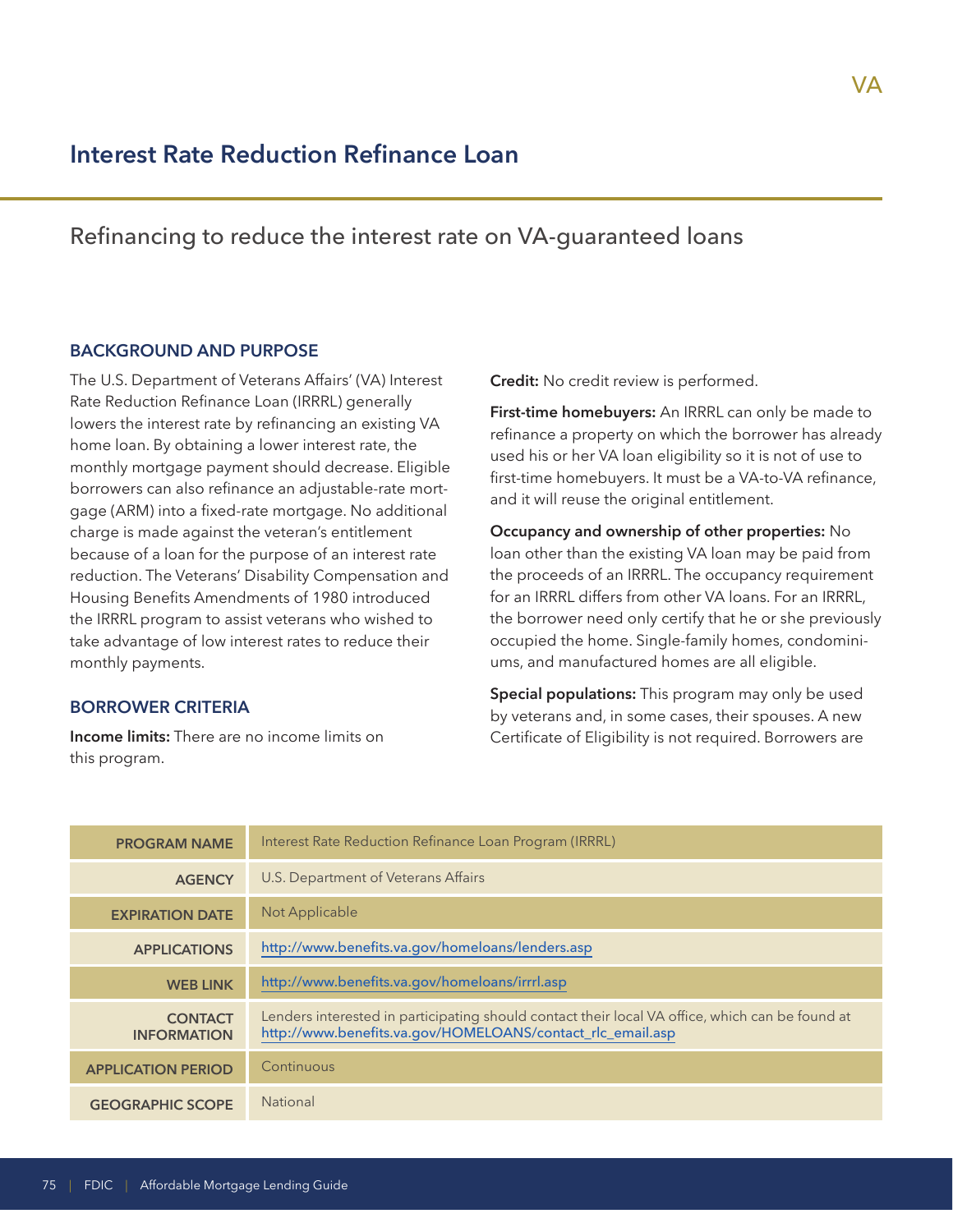# Interest Rate Reduction Refinance Loan

## Refinancing to reduce the interest rate on VA-guaranteed loans

### BACKGROUND AND PURPOSE

The U.S. Department of Veterans Affairs' (VA) Interest Rate Reduction Refinance Loan (IRRRL) generally lowers the interest rate by refinancing an existing VA home loan. By obtaining a lower interest rate, the monthly mortgage payment should decrease. Eligible borrowers can also refinance an adjustable-rate mortgage (ARM) into a fixed-rate mortgage. No additional charge is made against the veteran's entitlement because of a loan for the purpose of an interest rate reduction. The Veterans' Disability Compensation and Housing Benefits Amendments of 1980 introduced the IRRRL program to assist veterans who wished to take advantage of low interest rates to reduce their monthly payments.

### BORROWER CRITERIA

**Income limits:** There are no income limits on this program.

**Credit:** No credit review is performed.

**First-time homebuyers:** An IRRRL can only be made to refinance a property on which the borrower has already used his or her VA loan eligibility so it is not of use to first-time homebuyers. It must be a VA-to-VA refinance, and it will reuse the original entitlement.

**Occupancy and ownership of other properties:** No loan other than the existing VA loan may be paid from the proceeds of an IRRRL. The occupancy requirement for an IRRRL differs from other VA loans. For an IRRRL, the borrower need only certify that he or she previously occupied the home. Single-family homes, condominiums, and manufactured homes are all eligible.

**Special populations:** This program may only be used by veterans and, in some cases, their spouses. A new Certificate of Eligibility is not required. Borrowers are

| | |
|---|---|
| **PROGRAM NAME** | Interest Rate Reduction Refinance Loan Program (IRRRL) |
| **AGENCY** | U.S. Department of Veterans Affairs |
| **EXPIRATION DATE** | Not Applicable |
| **APPLICATIONS** | http://www.benefits.va.gov/homeloans/lenders.asp |
| **WEB LINK** | http://www.benefits.va.gov/homeloans/irrrl.asp |
| **CONTACT INFORMATION** | Lenders interested in participating should contact their local VA office, which can be found at http://www.benefits.va.gov/HOMELOANS/contact_rlc_email.asp |
| **APPLICATION PERIOD** | Continuous |
| **GEOGRAPHIC SCOPE** | National |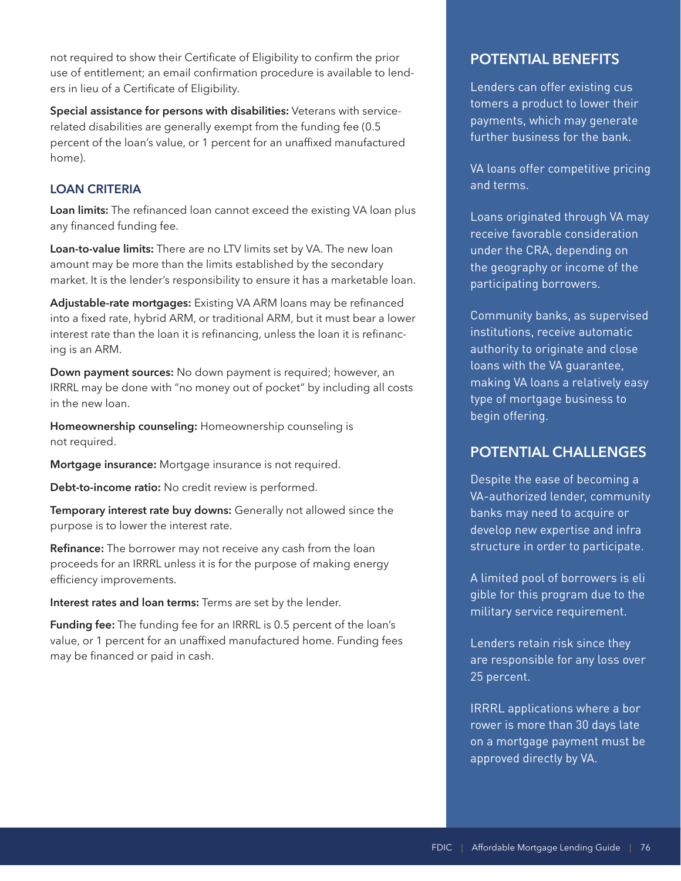not required to show their Certificate of Eligibility to confirm the prior use of entitlement; an email confirmation procedure is available to lenders in lieu of a Certificate of Eligibility.

**Special assistance for persons with disabilities:** Veterans with service-related disabilities are generally exempt from the funding fee (0.5 percent of the loan's value, or 1 percent for an unaffixed manufactured home).

### LOAN CRITERIA

**Loan limits:** The refinanced loan cannot exceed the existing VA loan plus any financed funding fee.

**Loan-to-value limits:** There are no LTV limits set by VA. The new loan amount may be more than the limits established by the secondary market. It is the lender's responsibility to ensure it has a marketable loan.

**Adjustable-rate mortgages:** Existing VA ARM loans may be refinanced into a fixed rate, hybrid ARM, or traditional ARM, but it must bear a lower interest rate than the loan it is refinancing, unless the loan it is refinancing is an ARM.

**Down payment sources:** No down payment is required; however, an IRRRL may be done with "no money out of pocket" by including all costs in the new loan.

**Homeownership counseling:** Homeownership counseling is not required.

**Mortgage insurance:** Mortgage insurance is not required.

**Debt-to-income ratio:** No credit review is performed.

**Temporary interest rate buy downs:** Generally not allowed since the purpose is to lower the interest rate.

**Refinance:** The borrower may not receive any cash from the loan proceeds for an IRRRL unless it is for the purpose of making energy efficiency improvements.

**Interest rates and loan terms:** Terms are set by the lender.

**Funding fee:** The funding fee for an IRRRL is 0.5 percent of the loan's value, or 1 percent for an unaffixed manufactured home. Funding fees may be financed or paid in cash.

## POTENTIAL BENEFITS

Lenders can offer existing customers a product to lower their payments, which may generate further business for the bank.

VA loans offer competitive pricing and terms.

Loans originated through VA may receive favorable consideration under the CRA, depending on the geography or income of the participating borrowers.

Community banks, as supervised institutions, receive automatic authority to originate and close loans with the VA guarantee, making VA loans a relatively easy type of mortgage business to begin offering.

## POTENTIAL CHALLENGES

Despite the ease of becoming a VA-authorized lender, community banks may need to acquire or develop new expertise and infrastructure in order to participate.

A limited pool of borrowers is eligible for this program due to the military service requirement.

Lenders retain risk since they are responsible for any loss over 25 percent.

IRRRL applications where a borrower is more than 30 days late on a mortgage payment must be approved directly by VA.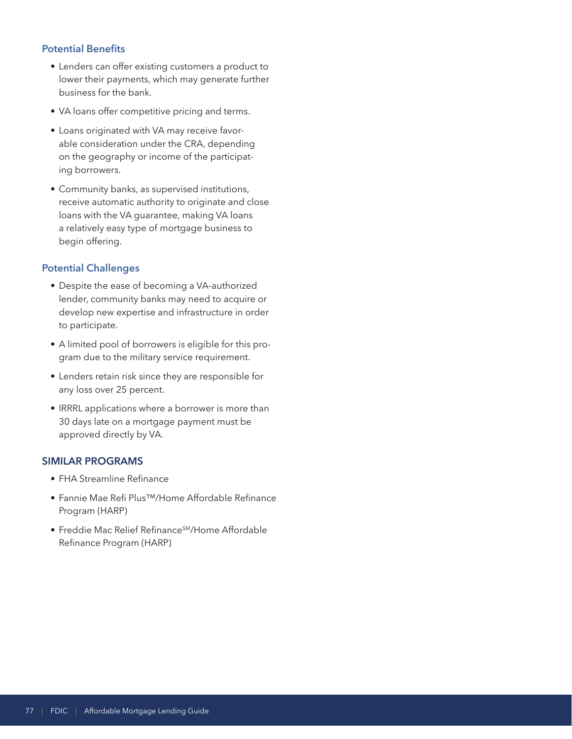### Potential Benefits

- Lenders can offer existing customers a product to lower their payments, which may generate further business for the bank.
- VA loans offer competitive pricing and terms.
- Loans originated with VA may receive favorable consideration under the CRA, depending on the geography or income of the participating borrowers.
- Community banks, as supervised institutions, receive automatic authority to originate and close loans with the VA guarantee, making VA loans a relatively easy type of mortgage business to begin offering.

### Potential Challenges

- Despite the ease of becoming a VA-authorized lender, community banks may need to acquire or develop new expertise and infrastructure in order to participate.
- A limited pool of borrowers is eligible for this program due to the military service requirement.
- Lenders retain risk since they are responsible for any loss over 25 percent.
- IRRRL applications where a borrower is more than 30 days late on a mortgage payment must be approved directly by VA.

## SIMILAR PROGRAMS

- FHA Streamline Refinance
- Fannie Mae Refi Plus™/Home Affordable Refinance Program (HARP)
- Freddie Mac Relief Refinance℠/Home Affordable Refinance Program (HARP)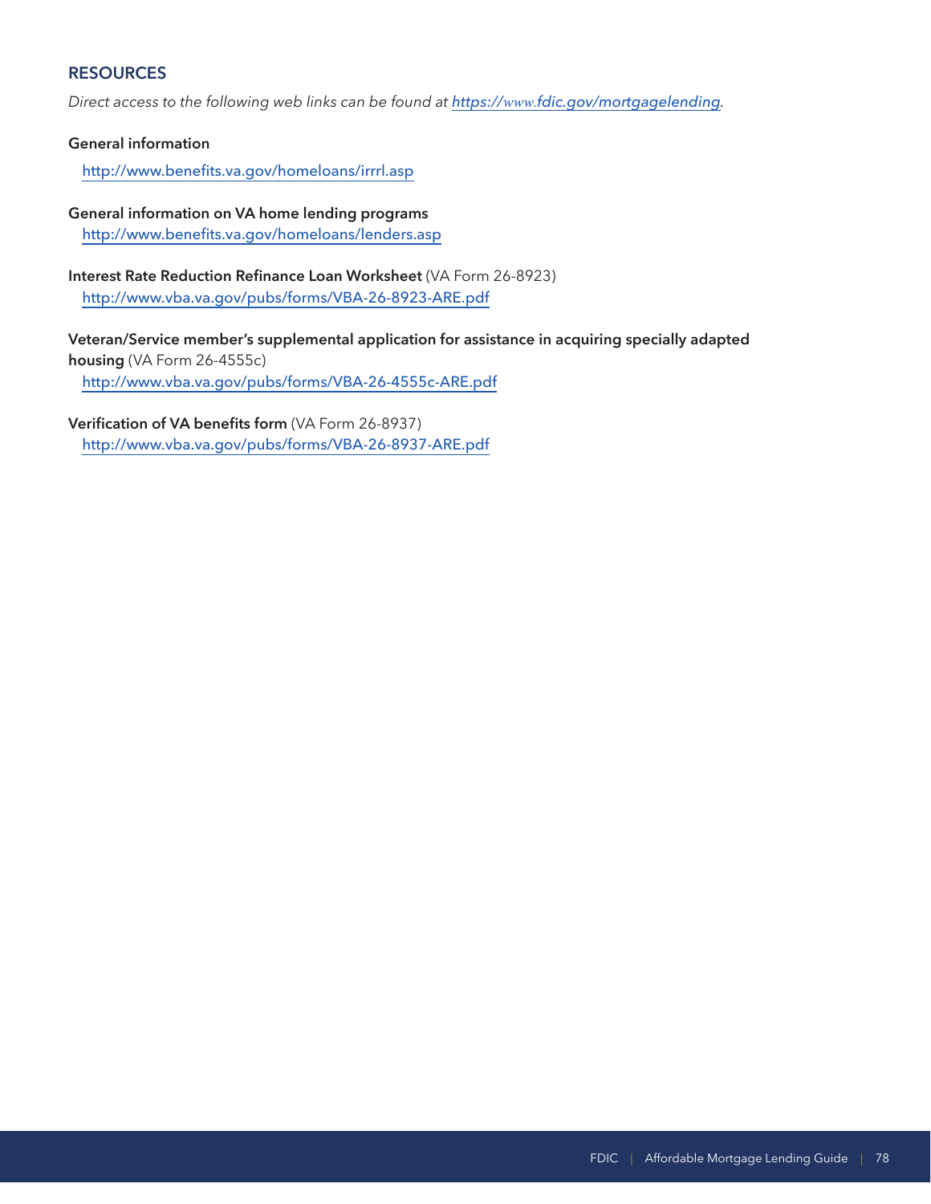## RESOURCES

*Direct access to the following web links can be found at https://www.fdic.gov/mortgagelending.*

**General information**

http://www.benefits.va.gov/homeloans/irrrl.asp

**General information on VA home lending programs**

http://www.benefits.va.gov/homeloans/lenders.asp

**Interest Rate Reduction Refinance Loan Worksheet** (VA Form 26-8923)

http://www.vba.va.gov/pubs/forms/VBA-26-8923-ARE.pdf

**Veteran/Service member's supplemental application for assistance in acquiring specially adapted housing** (VA Form 26-4555c)

http://www.vba.va.gov/pubs/forms/VBA-26-4555c-ARE.pdf

**Verification of VA benefits form** (VA Form 26-8937)

http://www.vba.va.gov/pubs/forms/VBA-26-8937-ARE.pdf